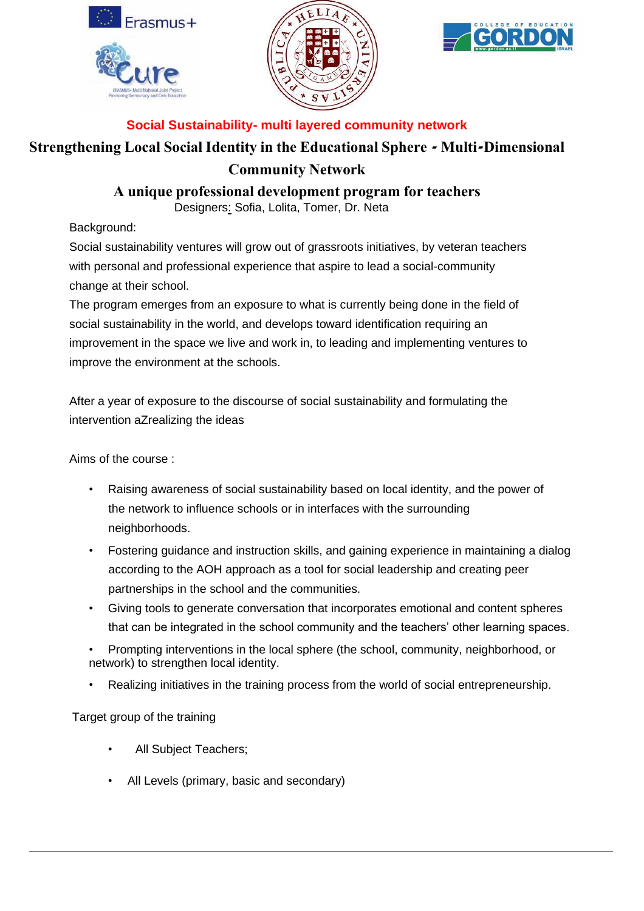**Social Sustainability- multi layered community network**

# Strengthening Local Social Identity in the Educational Sphere - Multi-Dimensional Community Network

## A unique professional development program for teachers

Designers: Sofia, Lolita, Tomer, Dr. Neta

Background:

Social sustainability ventures will grow out of grassroots initiatives, by veteran teachers with personal and professional experience that aspire to lead a social-community change at their school.

The program emerges from an exposure to what is currently being done in the field of social sustainability in the world, and develops toward identification requiring an improvement in the space we live and work in, to leading and implementing ventures to improve the environment at the schools.

After a year of exposure to the discourse of social sustainability and formulating the intervention aZrealizing the ideas

Aims of the course :

- Raising awareness of social sustainability based on local identity, and the power of the network to influence schools or in interfaces with the surrounding neighborhoods.
- Fostering guidance and instruction skills, and gaining experience in maintaining a dialog according to the AOH approach as a tool for social leadership and creating peer partnerships in the school and the communities.
- Giving tools to generate conversation that incorporates emotional and content spheres that can be integrated in the school community and the teachers' other learning spaces.
- Prompting interventions in the local sphere (the school, community, neighborhood, or network) to strengthen local identity.
- Realizing initiatives in the training process from the world of social entrepreneurship.

Target group of the training

- All Subject Teachers;
- All Levels (primary, basic and secondary)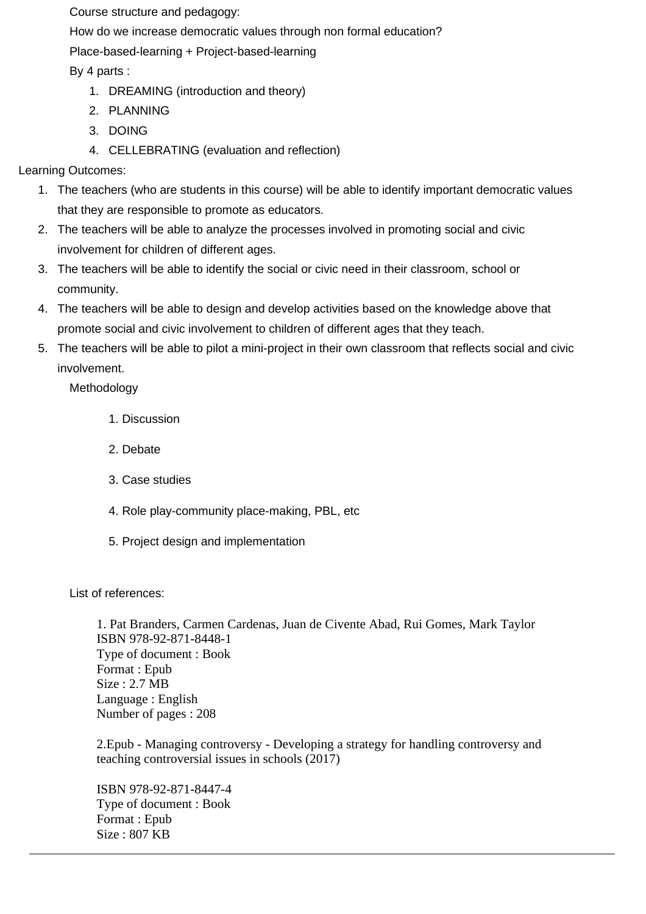Course structure and pedagogy:

How do we increase democratic values through non formal education?

Place-based-learning + Project-based-learning

By 4 parts :

1. DREAMING (introduction and theory)
2. PLANNING
3. DOING
4. CELLEBRATING (evaluation and reflection)

Learning Outcomes:

1. The teachers (who are students in this course) will be able to identify important democratic values that they are responsible to promote as educators.
2. The teachers will be able to analyze the processes involved in promoting social and civic involvement for children of different ages.
3. The teachers will be able to identify the social or civic need in their classroom, school or community.
4. The teachers will be able to design and develop activities based on the knowledge above that promote social and civic involvement to children of different ages that they teach.
5. The teachers will be able to pilot a mini-project in their own classroom that reflects social and civic involvement.

Methodology

1. Discussion
2. Debate
3. Case studies
4. Role play-community place-making, PBL, etc
5. Project design and implementation

List of references:

1. Pat Branders, Carmen Cardenas, Juan de Civente Abad, Rui Gomes, Mark Taylor
ISBN 978-92-871-8448-1
Type of document : Book
Format : Epub
Size : 2.7 MB
Language : English
Number of pages : 208

2.Epub - Managing controversy - Developing a strategy for handling controversy and teaching controversial issues in schools (2017)

ISBN 978-92-871-8447-4
Type of document : Book
Format : Epub
Size : 807 KB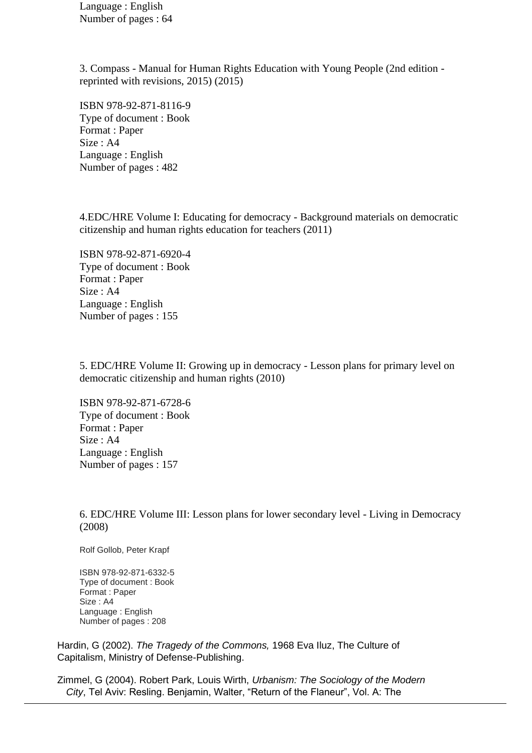Language : English
Number of pages : 64

3. Compass - Manual for Human Rights Education with Young People (2nd edition - reprinted with revisions, 2015) (2015)

ISBN 978-92-871-8116-9
Type of document : Book
Format : Paper
Size : A4
Language : English
Number of pages : 482

4.EDC/HRE Volume I: Educating for democracy - Background materials on democratic citizenship and human rights education for teachers (2011)

ISBN 978-92-871-6920-4
Type of document : Book
Format : Paper
Size : A4
Language : English
Number of pages : 155

5. EDC/HRE Volume II: Growing up in democracy - Lesson plans for primary level on democratic citizenship and human rights (2010)

ISBN 978-92-871-6728-6
Type of document : Book
Format : Paper
Size : A4
Language : English
Number of pages : 157

6. EDC/HRE Volume III: Lesson plans for lower secondary level - Living in Democracy (2008)

Rolf Gollob, Peter Krapf

ISBN 978-92-871-6332-5
Type of document : Book
Format : Paper
Size : A4
Language : English
Number of pages : 208

Hardin, G (2002). *The Tragedy of the Commons,* 1968 Eva Iluz, The Culture of Capitalism, Ministry of Defense-Publishing.

Zimmel, G (2004). Robert Park, Louis Wirth, *Urbanism: The Sociology of the Modern City*, Tel Aviv: Resling. Benjamin, Walter, "Return of the Flaneur", Vol. A: The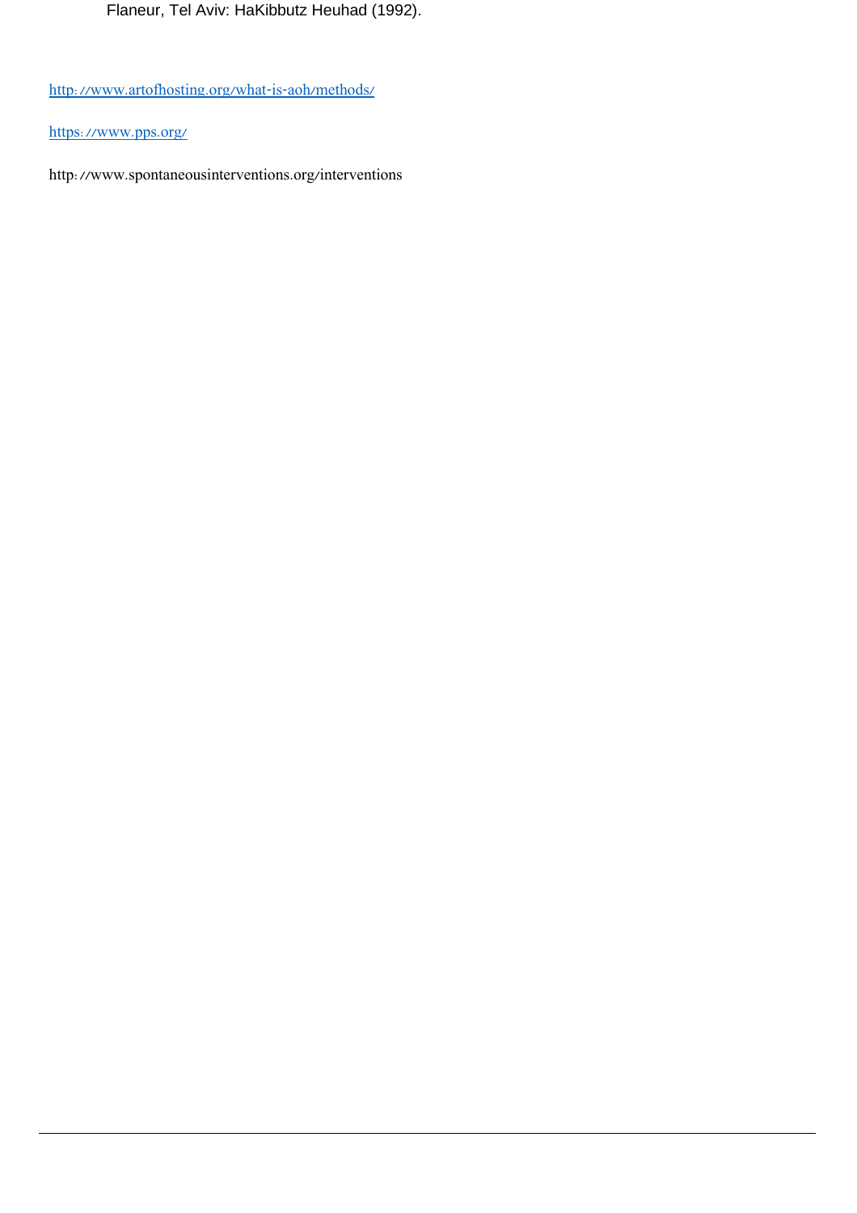Flaneur, Tel Aviv: HaKibbutz Heuhad (1992).

http://www.artofhosting.org/what-is-aoh/methods/

https://www.pps.org/

http://www.spontaneousinterventions.org/interventions